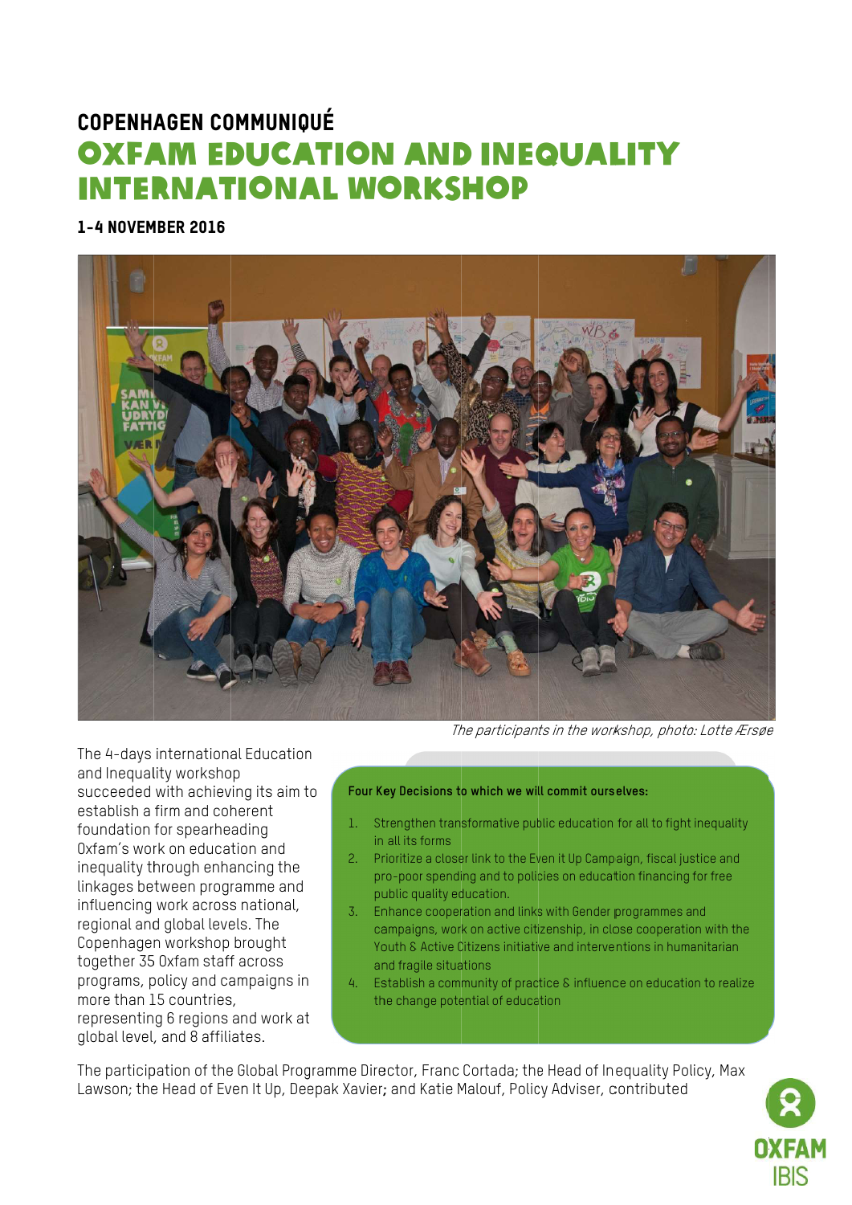# COPENHAGEN COMMUNIQUÉ

# OXFAM EDUCATION AND INEQUALITY INTERNATIONAL WORKSHOP

**1-4 NOVEMBER 2016**

*The participants in the workshop, photo: Lotte Ærsøe*

The 4-days international Education and Inequality workshop succeeded with achieving its aim to establish a firm and coherent foundation for spearheading Oxfam's work on education and inequality through enhancing the linkages between programme and influencing work across national, regional and global levels. The Copenhagen workshop brought together 35 Oxfam staff across programs, policy and campaigns in more than 15 countries, representing 6 regions and work at global level, and 8 affiliates.

**Four Key Decisions to which we will commit ourselves:**

1. Strengthen transformative public education for all to fight inequality in all its forms
2. Prioritize a closer link to the Even it Up Campaign, fiscal justice and pro-poor spending and to policies on education financing for free public quality education.
3. Enhance cooperation and links with Gender programmes and campaigns, work on active citizenship, in close cooperation with the Youth & Active Citizens initiative and interventions in humanitarian and fragile situations
4. Establish a community of practice & influence on education to realize the change potential of education

The participation of the Global Programme Director, Franc Cortada; the Head of Inequality Policy, Max Lawson; the Head of Even It Up, Deepak Xavier; and Katie Malouf, Policy Adviser, contributed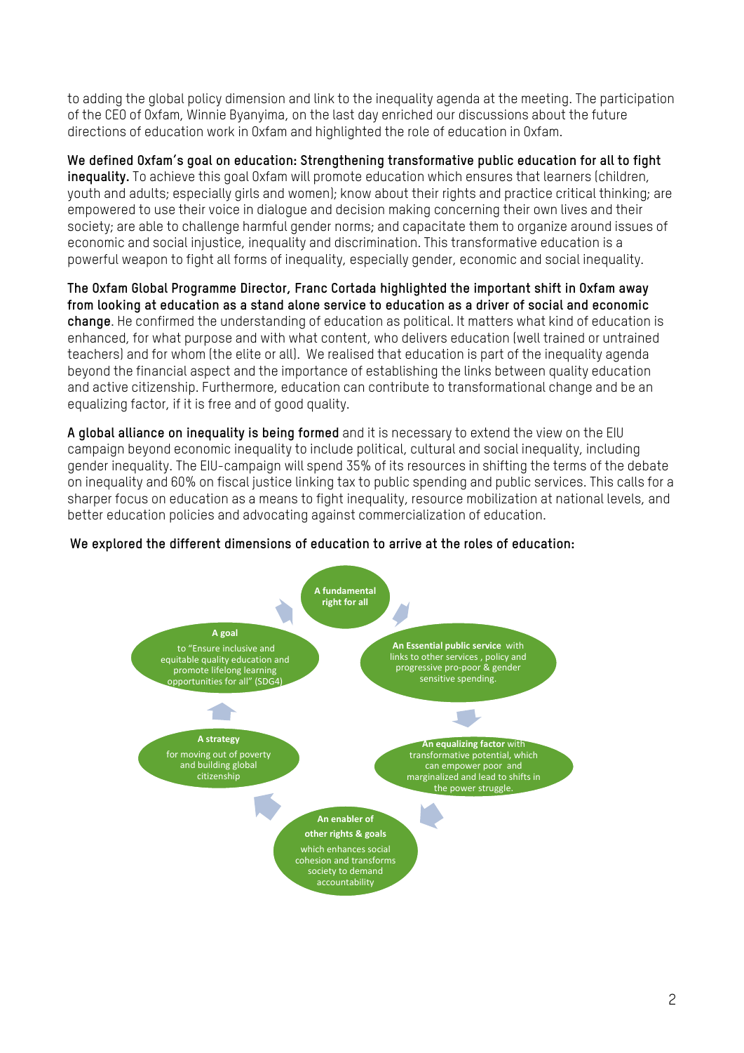to adding the global policy dimension and link to the inequality agenda at the meeting. The participation of the CEO of Oxfam, Winnie Byanyima, on the last day enriched our discussions about the future directions of education work in Oxfam and highlighted the role of education in Oxfam.

**We defined Oxfam's goal on education: Strengthening transformative public education for all to fight inequality.** To achieve this goal Oxfam will promote education which ensures that learners (children, youth and adults; especially girls and women); know about their rights and practice critical thinking; are empowered to use their voice in dialogue and decision making concerning their own lives and their society; are able to challenge harmful gender norms; and capacitate them to organize around issues of economic and social injustice, inequality and discrimination. This transformative education is a powerful weapon to fight all forms of inequality, especially gender, economic and social inequality.

**The Oxfam Global Programme Director, Franc Cortada highlighted the important shift in Oxfam away from looking at education as a stand alone service to education as a driver of social and economic change**. He confirmed the understanding of education as political. It matters what kind of education is enhanced, for what purpose and with what content, who delivers education (well trained or untrained teachers) and for whom (the elite or all). We realised that education is part of the inequality agenda beyond the financial aspect and the importance of establishing the links between quality education and active citizenship. Furthermore, education can contribute to transformational change and be an equalizing factor, if it is free and of good quality.

**A global alliance on inequality is being formed** and it is necessary to extend the view on the EIU campaign beyond economic inequality to include political, cultural and social inequality, including gender inequality. The EIU-campaign will spend 35% of its resources in shifting the terms of the debate on inequality and 60% on fiscal justice linking tax to public spending and public services. This calls for a sharper focus on education as a means to fight inequality, resource mobilization at national levels, and better education policies and advocating against commercialization of education.

**We explored the different dimensions of education to arrive at the roles of education:**

- **A fundamental right for all**
- **An Essential public service** with links to other services , policy and progressive pro-poor & gender sensitive spending.
- **An equalizing factor** with transformative potential, which can empower poor and marginalized and lead to shifts in the power struggle.
- **An enabler of other rights & goals** which enhances social cohesion and transforms society to demand accountability
- **A strategy** for moving out of poverty and building global citizenship
- **A goal** to "Ensure inclusive and equitable quality education and promote lifelong learning opportunities for all" (SDG4)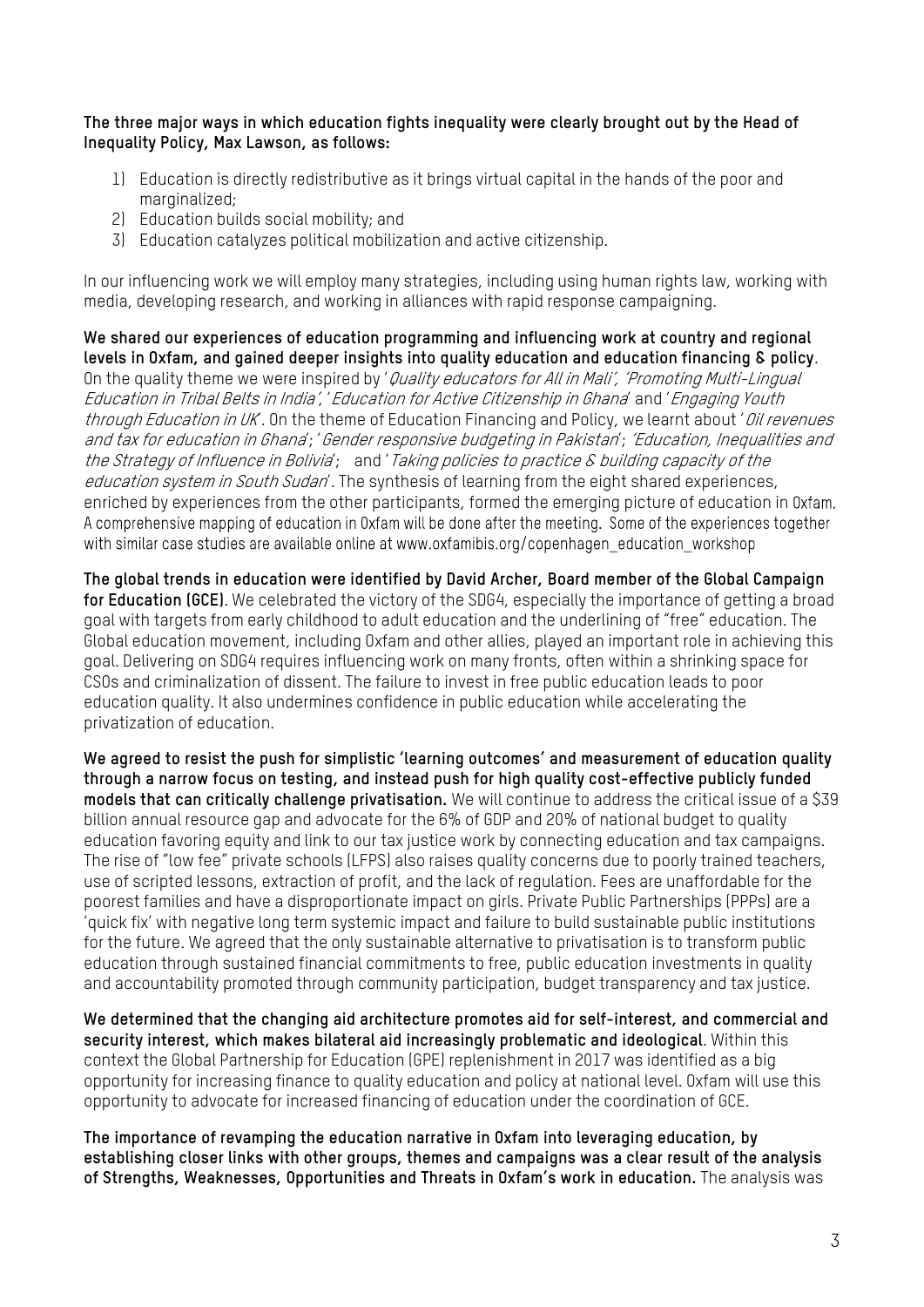**The three major ways in which education fights inequality were clearly brought out by the Head of Inequality Policy, Max Lawson, as follows:**

1) Education is directly redistributive as it brings virtual capital in the hands of the poor and marginalized;
2) Education builds social mobility; and
3) Education catalyzes political mobilization and active citizenship.

In our influencing work we will employ many strategies, including using human rights law, working with media, developing research, and working in alliances with rapid response campaigning.

**We shared our experiences of education programming and influencing work at country and regional levels in Oxfam, and gained deeper insights into quality education and education financing & policy**. On the quality theme we were inspired by '*Quality educators for All in Mali', 'Promoting Multi-Lingual Education in Tribal Belts in India', 'Education for Active Citizenship in Ghana*' and '*Engaging Youth through Education in UK*'. On the theme of Education Financing and Policy, we learnt about '*Oil revenues and tax for education in Ghana*'; '*Gender responsive budgeting in Pakistan*'; *'Education, Inequalities and the Strategy of Influence in Bolivia*'; and '*Taking policies to practice & building capacity of the education system in South Sudan*'. The synthesis of learning from the eight shared experiences, enriched by experiences from the other participants, formed the emerging picture of education in Oxfam. A comprehensive mapping of education in Oxfam will be done after the meeting. Some of the experiences together with similar case studies are available online at www.oxfamibis.org/copenhagen_education_workshop

**The global trends in education were identified by David Archer, Board member of the Global Campaign for Education (GCE)**. We celebrated the victory of the SDG4, especially the importance of getting a broad goal with targets from early childhood to adult education and the underlining of "free" education. The Global education movement, including Oxfam and other allies, played an important role in achieving this goal. Delivering on SDG4 requires influencing work on many fronts, often within a shrinking space for CSOs and criminalization of dissent. The failure to invest in free public education leads to poor education quality. It also undermines confidence in public education while accelerating the privatization of education.

**We agreed to resist the push for simplistic 'learning outcomes' and measurement of education quality through a narrow focus on testing, and instead push for high quality cost-effective publicly funded models that can critically challenge privatisation.** We will continue to address the critical issue of a $39 billion annual resource gap and advocate for the 6% of GDP and 20% of national budget to quality education favoring equity and link to our tax justice work by connecting education and tax campaigns. The rise of "low fee" private schools (LFPS) also raises quality concerns due to poorly trained teachers, use of scripted lessons, extraction of profit, and the lack of regulation. Fees are unaffordable for the poorest families and have a disproportionate impact on girls. Private Public Partnerships (PPPs) are a 'quick fix' with negative long term systemic impact and failure to build sustainable public institutions for the future. We agreed that the only sustainable alternative to privatisation is to transform public education through sustained financial commitments to free, public education investments in quality and accountability promoted through community participation, budget transparency and tax justice.

**We determined that the changing aid architecture promotes aid for self-interest, and commercial and security interest, which makes bilateral aid increasingly problematic and ideological**. Within this context the Global Partnership for Education (GPE) replenishment in 2017 was identified as a big opportunity for increasing finance to quality education and policy at national level. Oxfam will use this opportunity to advocate for increased financing of education under the coordination of GCE.

**The importance of revamping the education narrative in Oxfam into leveraging education, by establishing closer links with other groups, themes and campaigns was a clear result of the analysis of Strengths, Weaknesses, Opportunities and Threats in Oxfam's work in education.** The analysis was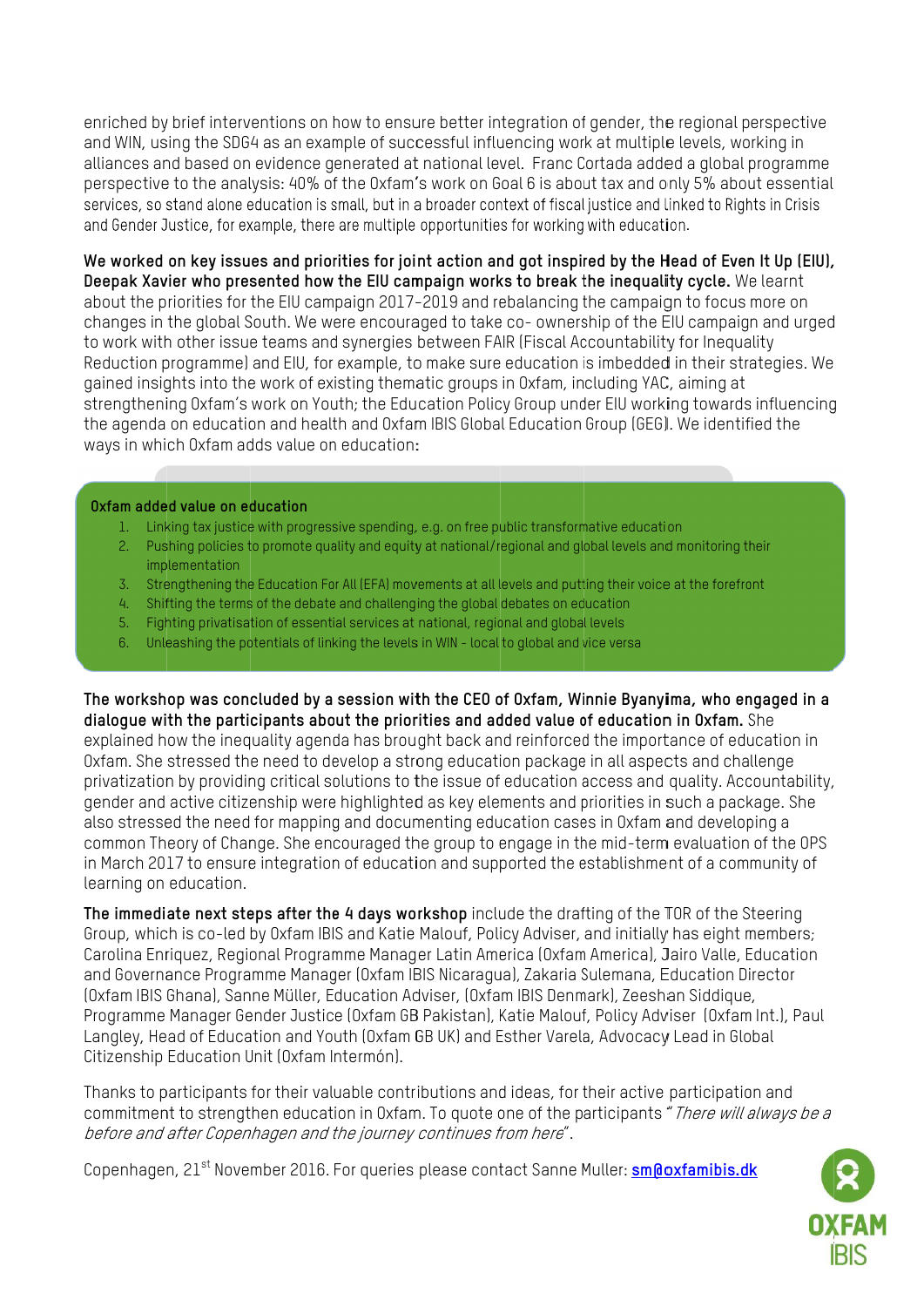enriched by brief interventions on how to ensure better integration of gender, the regional perspective and WIN, using the SDG4 as an example of successful influencing work at multiple levels, working in alliances and based on evidence generated at national level. Franc Cortada added a global programme perspective to the analysis: 40% of the Oxfam's work on Goal 6 is about tax and only 5% about essential services, so stand alone education is small, but in a broader context of fiscal justice and linked to Rights in Crisis and Gender Justice, for example, there are multiple opportunities for working with education.

**We worked on key issues and priorities for joint action and got inspired by the Head of Even It Up (EIU), Deepak Xavier who presented how the EIU campaign works to break the inequality cycle.** We learnt about the priorities for the EIU campaign 2017-2019 and rebalancing the campaign to focus more on changes in the global South. We were encouraged to take co- ownership of the EIU campaign and urged to work with other issue teams and synergies between FAIR (Fiscal Accountability for Inequality Reduction programme) and EIU, for example, to make sure education is imbedded in their strategies. We gained insights into the work of existing thematic groups in Oxfam, including YAC, aiming at strengthening Oxfam's work on Youth; the Education Policy Group under EIU working towards influencing the agenda on education and health and Oxfam IBIS Global Education Group (GEG). We identified the ways in which Oxfam adds value on education:

**Oxfam added value on education**

1. Linking tax justice with progressive spending, e.g. on free public transformative education
2. Pushing policies to promote quality and equity at national/regional and global levels and monitoring their implementation
3. Strengthening the Education For All (EFA) movements at all levels and putting their voice at the forefront
4. Shifting the terms of the debate and challenging the global debates on education
5. Fighting privatisation of essential services at national, regional and global levels
6. Unleashing the potentials of linking the levels in WIN - local to global and vice versa

**The workshop was concluded by a session with the CEO of Oxfam, Winnie Byanyima, who engaged in a dialogue with the participants about the priorities and added value of education in Oxfam.** She explained how the inequality agenda has brought back and reinforced the importance of education in Oxfam. She stressed the need to develop a strong education package in all aspects and challenge privatization by providing critical solutions to the issue of education access and quality. Accountability, gender and active citizenship were highlighted as key elements and priorities in such a package. She also stressed the need for mapping and documenting education cases in Oxfam and developing a common Theory of Change. She encouraged the group to engage in the mid-term evaluation of the OPS in March 2017 to ensure integration of education and supported the establishment of a community of learning on education.

**The immediate next steps after the 4 days workshop** include the drafting of the TOR of the Steering Group, which is co-led by Oxfam IBIS and Katie Malouf, Policy Adviser, and initially has eight members; Carolina Enriquez, Regional Programme Manager Latin America (Oxfam America), Jairo Valle, Education and Governance Programme Manager (Oxfam IBIS Nicaragua), Zakaria Sulemana, Education Director (Oxfam IBIS Ghana), Sanne Müller, Education Adviser, (Oxfam IBIS Denmark), Zeeshan Siddique, Programme Manager Gender Justice (Oxfam GB Pakistan), Katie Malouf, Policy Adviser (Oxfam Int.), Paul Langley, Head of Education and Youth (Oxfam GB UK) and Esther Varela, Advocacy Lead in Global Citizenship Education Unit (Oxfam Intermón).

Thanks to participants for their valuable contributions and ideas, for their active participation and commitment to strengthen education in Oxfam. To quote one of the participants "*There will always be a before and after Copenhagen and the journey continues from here*".

Copenhagen, 21st November 2016. For queries please contact Sanne Muller: sm@oxfamibis.dk